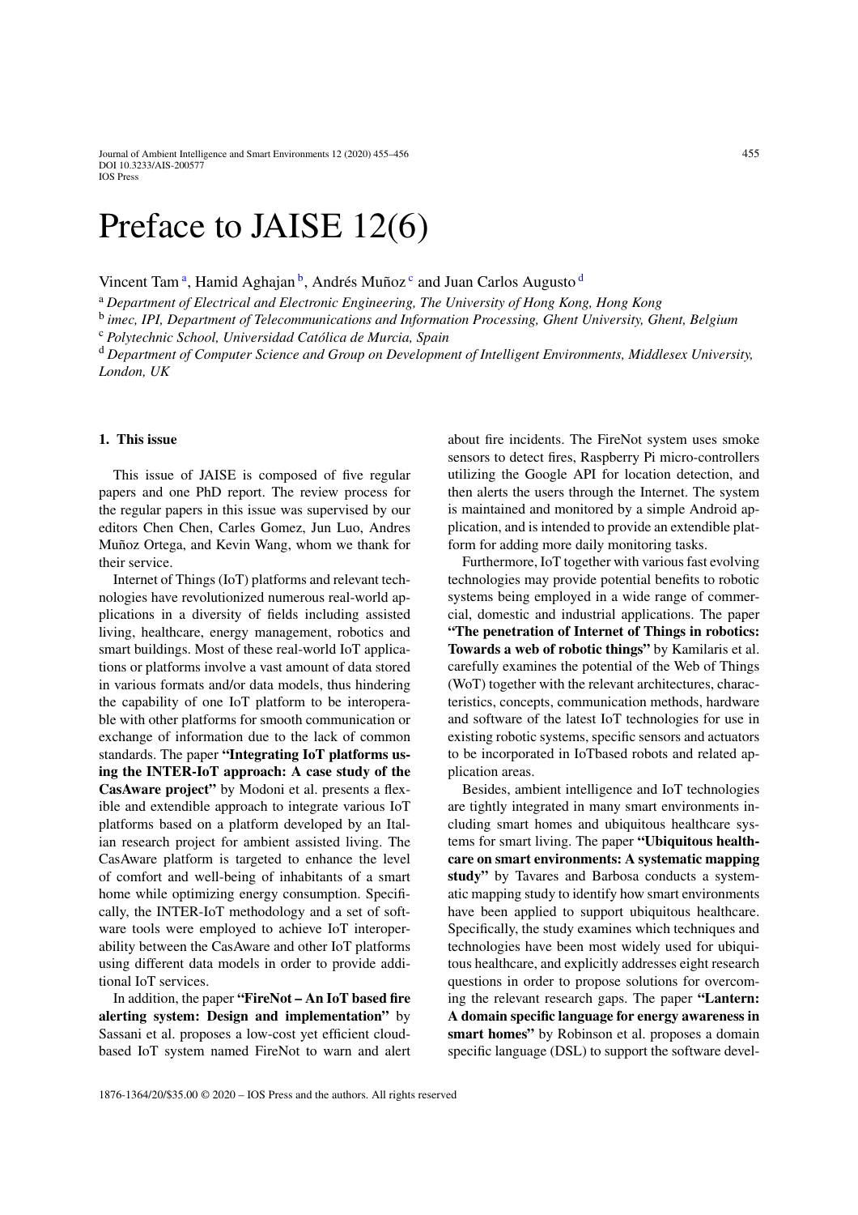# Preface to JAISE 12(6)

Vincent Tam [a], Hamid Aghajan [b], Andrés Muñoz [c] and Juan Carlos Augusto [d]

[a] *Department of Electrical and Electronic Engineering, The University of Hong Kong, Hong Kong*

[b] *imec, IPI, Department of Telecommunications and Information Processing, Ghent University, Ghent, Belgium*

[c] *Polytechnic School, Universidad Católica de Murcia, Spain*

[d] *Department of Computer Science and Group on Development of Intelligent Environments, Middlesex University, London, UK*

## 1. This issue

This issue of JAISE is composed of five regular papers and one PhD report. The review process for the regular papers in this issue was supervised by our editors Chen Chen, Carles Gomez, Jun Luo, Andres Muñoz Ortega, and Kevin Wang, whom we thank for their service.

Internet of Things (IoT) platforms and relevant technologies have revolutionized numerous real-world applications in a diversity of fields including assisted living, healthcare, energy management, robotics and smart buildings. Most of these real-world IoT applications or platforms involve a vast amount of data stored in various formats and/or data models, thus hindering the capability of one IoT platform to be interoperable with other platforms for smooth communication or exchange of information due to the lack of common standards. The paper **"Integrating IoT platforms using the INTER-IoT approach: A case study of the CasAware project"** by Modoni et al. presents a flexible and extendible approach to integrate various IoT platforms based on a platform developed by an Italian research project for ambient assisted living. The CasAware platform is targeted to enhance the level of comfort and well-being of inhabitants of a smart home while optimizing energy consumption. Specifically, the INTER-IoT methodology and a set of software tools were employed to achieve IoT interoperability between the CasAware and other IoT platforms using different data models in order to provide additional IoT services.

In addition, the paper **"FireNot – An IoT based fire alerting system: Design and implementation"** by Sassani et al. proposes a low-cost yet efficient cloud-based IoT system named FireNot to warn and alert about fire incidents. The FireNot system uses smoke sensors to detect fires, Raspberry Pi micro-controllers utilizing the Google API for location detection, and then alerts the users through the Internet. The system is maintained and monitored by a simple Android application, and is intended to provide an extendible platform for adding more daily monitoring tasks.

Furthermore, IoT together with various fast evolving technologies may provide potential benefits to robotic systems being employed in a wide range of commercial, domestic and industrial applications. The paper **"The penetration of Internet of Things in robotics: Towards a web of robotic things"** by Kamilaris et al. carefully examines the potential of the Web of Things (WoT) together with the relevant architectures, characteristics, concepts, communication methods, hardware and software of the latest IoT technologies for use in existing robotic systems, specific sensors and actuators to be incorporated in IoTbased robots and related application areas.

Besides, ambient intelligence and IoT technologies are tightly integrated in many smart environments including smart homes and ubiquitous healthcare systems for smart living. The paper **"Ubiquitous healthcare on smart environments: A systematic mapping study"** by Tavares and Barbosa conducts a systematic mapping study to identify how smart environments have been applied to support ubiquitous healthcare. Specifically, the study examines which techniques and technologies have been most widely used for ubiquitous healthcare, and explicitly addresses eight research questions in order to propose solutions for overcoming the relevant research gaps. The paper **"Lantern: A domain specific language for energy awareness in smart homes"** by Robinson et al. proposes a domain specific language (DSL) to support the software devel-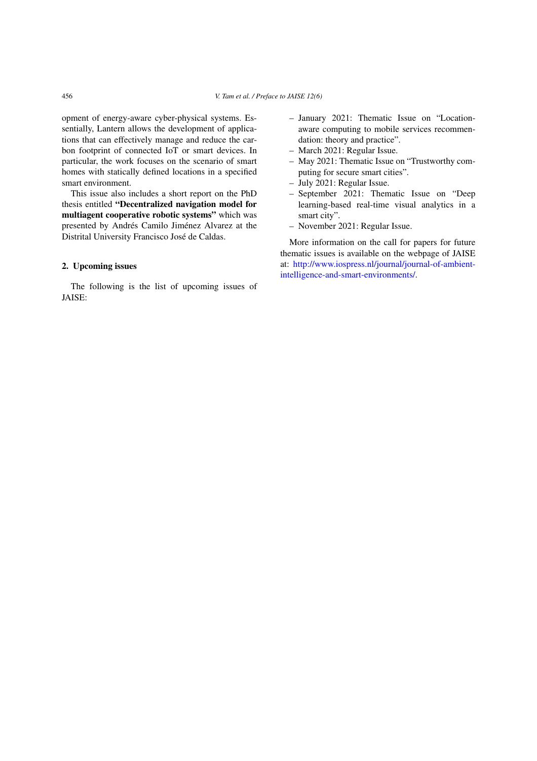opment of energy-aware cyber-physical systems. Essentially, Lantern allows the development of applications that can effectively manage and reduce the carbon footprint of connected IoT or smart devices. In particular, the work focuses on the scenario of smart homes with statically defined locations in a specified smart environment.

This issue also includes a short report on the PhD thesis entitled **"Decentralized navigation model for multiagent cooperative robotic systems"** which was presented by Andrés Camilo Jiménez Alvarez at the Distrital University Francisco José de Caldas.

## 2. Upcoming issues

The following is the list of upcoming issues of JAISE:

- January 2021: Thematic Issue on "Location-aware computing to mobile services recommendation: theory and practice".
- March 2021: Regular Issue.
- May 2021: Thematic Issue on "Trustworthy computing for secure smart cities".
- July 2021: Regular Issue.
- September 2021: Thematic Issue on "Deep learning-based real-time visual analytics in a smart city".
- November 2021: Regular Issue.

More information on the call for papers for future thematic issues is available on the webpage of JAISE at: http://www.iospress.nl/journal/journal-of-ambient-intelligence-and-smart-environments/.